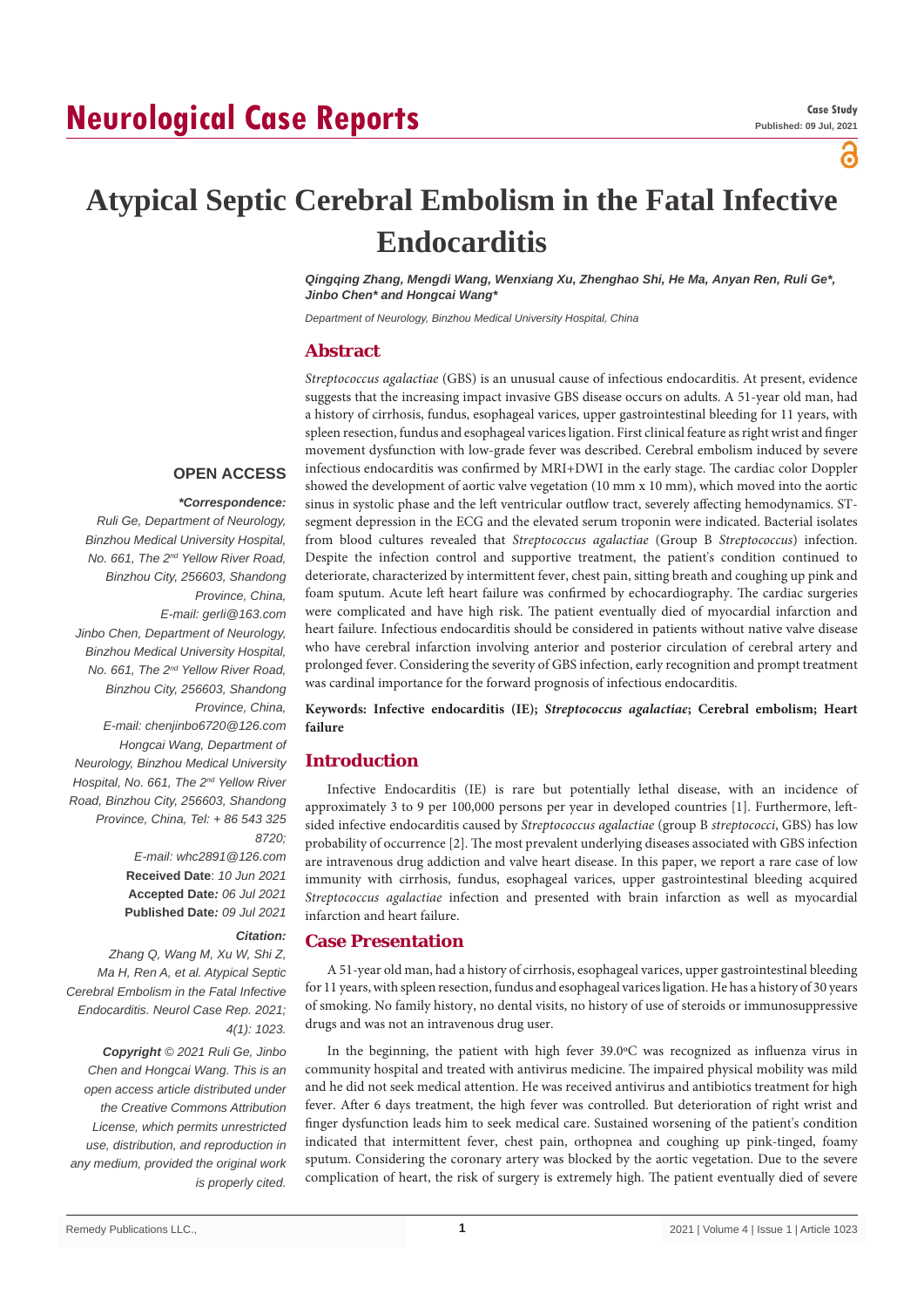# Neurological Case Reports

**Case Study**
**Published: 09 Jul, 2021**

# Atypical Septic Cerebral Embolism in the Fatal Infective Endocarditis

***Qingqing Zhang, Mengdi Wang, Wenxiang Xu, Zhenghao Shi, He Ma, Anyan Ren, Ruli Ge\*, Jinbo Chen\* and Hongcai Wang\****

*Department of Neurology, Binzhou Medical University Hospital, China*

## Abstract

*Streptococcus agalactiae* (GBS) is an unusual cause of infectious endocarditis. At present, evidence suggests that the increasing impact invasive GBS disease occurs on adults. A 51-year old man, had a history of cirrhosis, fundus, esophageal varices, upper gastrointestinal bleeding for 11 years, with spleen resection, fundus and esophageal varices ligation. First clinical feature as right wrist and finger movement dysfunction with low-grade fever was described. Cerebral embolism induced by severe infectious endocarditis was confirmed by MRI+DWI in the early stage. The cardiac color Doppler showed the development of aortic valve vegetation (10 mm x 10 mm), which moved into the aortic sinus in systolic phase and the left ventricular outflow tract, severely affecting hemodynamics. ST-segment depression in the ECG and the elevated serum troponin were indicated. Bacterial isolates from blood cultures revealed that *Streptococcus agalactiae* (Group B *Streptococcus*) infection. Despite the infection control and supportive treatment, the patient's condition continued to deteriorate, characterized by intermittent fever, chest pain, sitting breath and coughing up pink and foam sputum. Acute left heart failure was confirmed by echocardiography. The cardiac surgeries were complicated and have high risk. The patient eventually died of myocardial infarction and heart failure. Infectious endocarditis should be considered in patients without native valve disease who have cerebral infarction involving anterior and posterior circulation of cerebral artery and prolonged fever. Considering the severity of GBS infection, early recognition and prompt treatment was cardinal importance for the forward prognosis of infectious endocarditis.

**Keywords: Infective endocarditis (IE); *Streptococcus agalactiae*; Cerebral embolism; Heart failure**

**OPEN ACCESS**

***\*Correspondence:***

*Ruli Ge, Department of Neurology, Binzhou Medical University Hospital, No. 661, The 2nd Yellow River Road, Binzhou City, 256603, Shandong Province, China,*
*E-mail: gerli@163.com*
*Jinbo Chen, Department of Neurology, Binzhou Medical University Hospital, No. 661, The 2nd Yellow River Road, Binzhou City, 256603, Shandong Province, China,*
*E-mail: chenjinbo6720@126.com*
*Hongcai Wang, Department of Neurology, Binzhou Medical University Hospital, No. 661, The 2nd Yellow River Road, Binzhou City, 256603, Shandong Province, China, Tel: + 86 543 325 8720;*
*E-mail: whc2891@126.com*

**Received Date**: *10 Jun 2021*
**Accepted Date***: 06 Jul 2021*
**Published Date***: 09 Jul 2021*

***Citation:***

*Zhang Q, Wang M, Xu W, Shi Z, Ma H, Ren A, et al. Atypical Septic Cerebral Embolism in the Fatal Infective Endocarditis. Neurol Case Rep. 2021; 4(1): 1023.*

***Copyright** © 2021 Ruli Ge, Jinbo Chen and Hongcai Wang. This is an open access article distributed under the Creative Commons Attribution License, which permits unrestricted use, distribution, and reproduction in any medium, provided the original work is properly cited.*

## Introduction

Infective Endocarditis (IE) is rare but potentially lethal disease, with an incidence of approximately 3 to 9 per 100,000 persons per year in developed countries [1]. Furthermore, left-sided infective endocarditis caused by *Streptococcus agalactiae* (group B *streptococci*, GBS) has low probability of occurrence [2]. The most prevalent underlying diseases associated with GBS infection are intravenous drug addiction and valve heart disease. In this paper, we report a rare case of low immunity with cirrhosis, fundus, esophageal varices, upper gastrointestinal bleeding acquired *Streptococcus agalactiae* infection and presented with brain infarction as well as myocardial infarction and heart failure.

## Case Presentation

A 51-year old man, had a history of cirrhosis, esophageal varices, upper gastrointestinal bleeding for 11 years, with spleen resection, fundus and esophageal varices ligation. He has a history of 30 years of smoking. No family history, no dental visits, no history of use of steroids or immunosuppressive drugs and was not an intravenous drug user.

In the beginning, the patient with high fever 39.0ºC was recognized as influenza virus in community hospital and treated with antivirus medicine. The impaired physical mobility was mild and he did not seek medical attention. He was received antivirus and antibiotics treatment for high fever. After 6 days treatment, the high fever was controlled. But deterioration of right wrist and finger dysfunction leads him to seek medical care. Sustained worsening of the patient's condition indicated that intermittent fever, chest pain, orthopnea and coughing up pink-tinged, foamy sputum. Considering the coronary artery was blocked by the aortic vegetation. Due to the severe complication of heart, the risk of surgery is extremely high. The patient eventually died of severe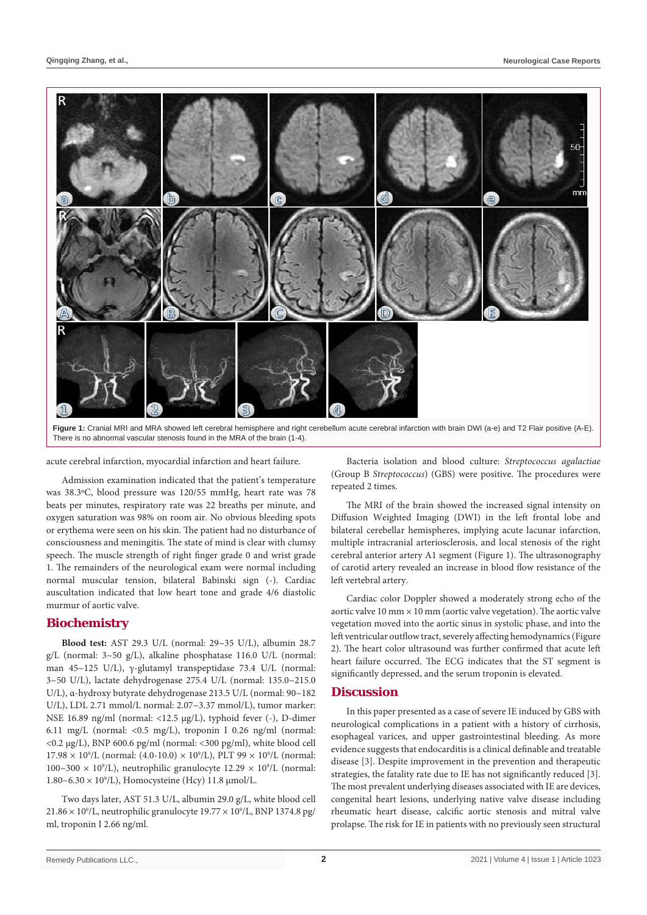**Figure 1:** Cranial MRI and MRA showed left cerebral hemisphere and right cerebellum acute cerebral infarction with brain DWI (a-e) and T2 Flair positive (A-E). There is no abnormal vascular stenosis found in the MRA of the brain (1-4).

acute cerebral infarction, myocardial infarction and heart failure.

Admission examination indicated that the patient's temperature was 38.3°C, blood pressure was 120/55 mmHg, heart rate was 78 beats per minutes, respiratory rate was 22 breaths per minute, and oxygen saturation was 98% on room air. No obvious bleeding spots or erythema were seen on his skin. The patient had no disturbance of consciousness and meningitis. The state of mind is clear with clumsy speech. The muscle strength of right finger grade 0 and wrist grade 1. The remainders of the neurological exam were normal including normal muscular tension, bilateral Babinski sign (-). Cardiac auscultation indicated that low heart tone and grade 4/6 diastolic murmur of aortic valve.

## Biochemistry

**Blood test:** AST 29.3 U/L (normal: 29~35 U/L), albumin 28.7 g/L (normal: 3~50 g/L), alkaline phosphatase 116.0 U/L (normal: man 45~125 U/L), γ-glutamyl transpeptidase 73.4 U/L (normal: 3~50 U/L), lactate dehydrogenase 275.4 U/L (normal: 135.0~215.0 U/L), α-hydroxy butyrate dehydrogenase 213.5 U/L (normal: 90~182 U/L), LDL 2.71 mmol/L normal: 2.07~3.37 mmol/L), tumor marker: NSE 16.89 ng/ml (normal: <12.5 μg/L), typhoid fever (-), D-dimer 6.11 mg/L (normal: <0.5 mg/L), troponin I 0.26 ng/ml (normal: <0.2 μg/L), BNP 600.6 pg/ml (normal: <300 pg/ml), white blood cell 17.98 × $10^9$/L (normal: (4.0-10.0) × $10^9$/L), PLT 99 × $10^9$/L (normal: 100~300 × $10^9$/L), neutrophilic granulocyte 12.29 × $10^9$/L (normal: 1.80~6.30 × $10^9$/L), Homocysteine (Hcy) 11.8 μmol/L.

Two days later, AST 51.3 U/L, albumin 29.0 g/L, white blood cell 21.86 × $10^9$/L, neutrophilic granulocyte 19.77 × $10^9$/L, BNP 1374.8 pg/ml, troponin I 2.66 ng/ml.

Bacteria isolation and blood culture: *Streptococcus agalactiae* (Group B *Streptococcus*) (GBS) were positive. The procedures were repeated 2 times.

The MRI of the brain showed the increased signal intensity on Diffusion Weighted Imaging (DWI) in the left frontal lobe and bilateral cerebellar hemispheres, implying acute lacunar infarction, multiple intracranial arteriosclerosis, and local stenosis of the right cerebral anterior artery A1 segment (Figure 1). The ultrasonography of carotid artery revealed an increase in blood flow resistance of the left vertebral artery.

Cardiac color Doppler showed a moderately strong echo of the aortic valve 10 mm × 10 mm (aortic valve vegetation). The aortic valve vegetation moved into the aortic sinus in systolic phase, and into the left ventricular outflow tract, severely affecting hemodynamics (Figure 2). The heart color ultrasound was further confirmed that acute left heart failure occurred. The ECG indicates that the ST segment is significantly depressed, and the serum troponin is elevated.

## Discussion

In this paper presented as a case of severe IE induced by GBS with neurological complications in a patient with a history of cirrhosis, esophageal varices, and upper gastrointestinal bleeding. As more evidence suggests that endocarditis is a clinical definable and treatable disease [3]. Despite improvement in the prevention and therapeutic strategies, the fatality rate due to IE has not significantly reduced [3]. The most prevalent underlying diseases associated with IE are devices, congenital heart lesions, underlying native valve disease including rheumatic heart disease, calcific aortic stenosis and mitral valve prolapse. The risk for IE in patients with no previously seen structural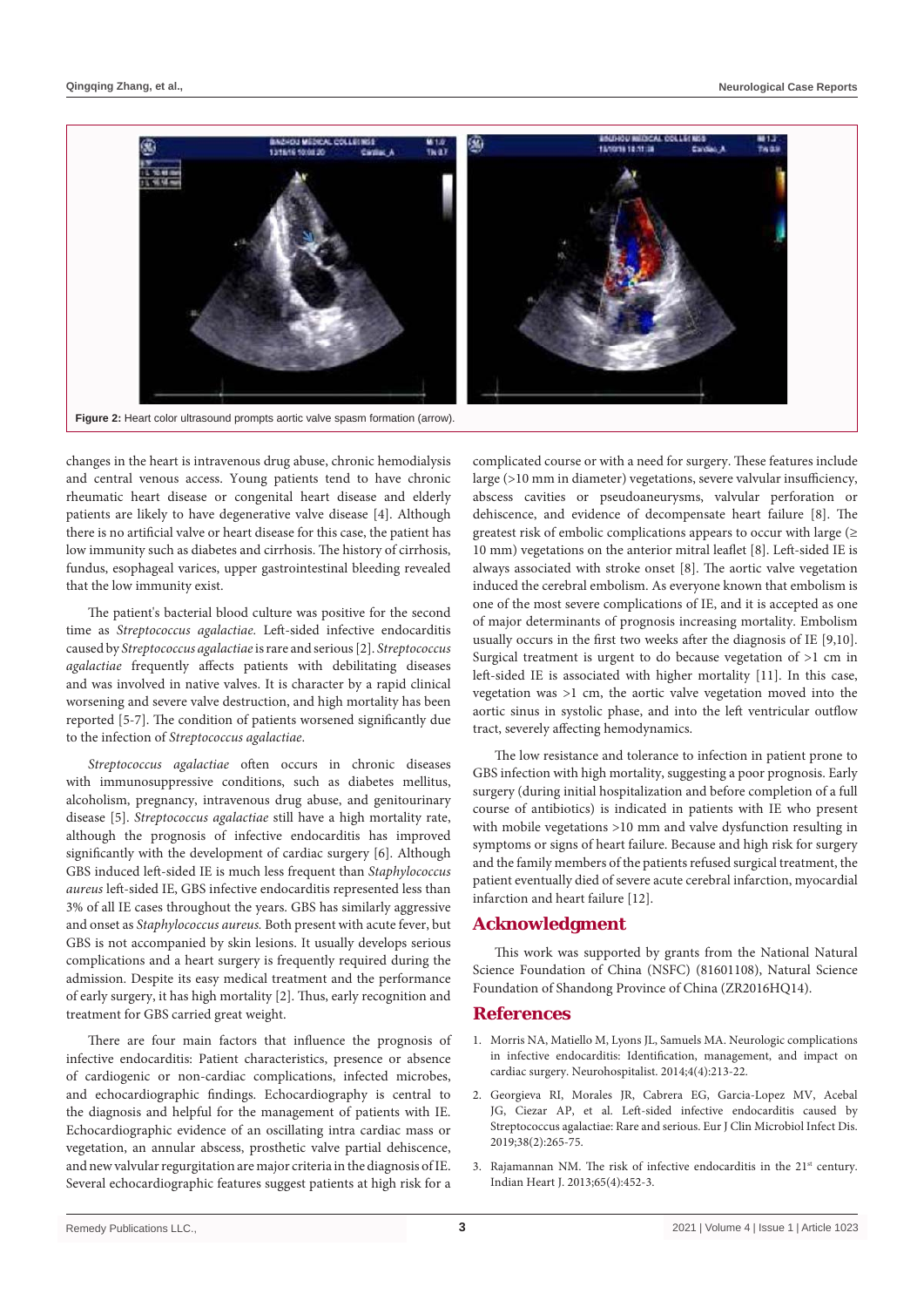Figure 2: Heart color ultrasound prompts aortic valve spasm formation (arrow).

changes in the heart is intravenous drug abuse, chronic hemodialysis and central venous access. Young patients tend to have chronic rheumatic heart disease or congenital heart disease and elderly patients are likely to have degenerative valve disease [4]. Although there is no artificial valve or heart disease for this case, the patient has low immunity such as diabetes and cirrhosis. The history of cirrhosis, fundus, esophageal varices, upper gastrointestinal bleeding revealed that the low immunity exist.

The patient's bacterial blood culture was positive for the second time as *Streptococcus agalactiae*. Left-sided infective endocarditis caused by *Streptococcus agalactiae* is rare and serious [2]. *Streptococcus agalactiae* frequently affects patients with debilitating diseases and was involved in native valves. It is character by a rapid clinical worsening and severe valve destruction, and high mortality has been reported [5-7]. The condition of patients worsened significantly due to the infection of *Streptococcus agalactiae*.

*Streptococcus agalactiae* often occurs in chronic diseases with immunosuppressive conditions, such as diabetes mellitus, alcoholism, pregnancy, intravenous drug abuse, and genitourinary disease [5]. *Streptococcus agalactiae* still have a high mortality rate, although the prognosis of infective endocarditis has improved significantly with the development of cardiac surgery [6]. Although GBS induced left-sided IE is much less frequent than *Staphylococcus aureus* left-sided IE, GBS infective endocarditis represented less than 3% of all IE cases throughout the years. GBS has similarly aggressive and onset as *Staphylococcus aureus.* Both present with acute fever, but GBS is not accompanied by skin lesions. It usually develops serious complications and a heart surgery is frequently required during the admission. Despite its easy medical treatment and the performance of early surgery, it has high mortality [2]. Thus, early recognition and treatment for GBS carried great weight.

There are four main factors that influence the prognosis of infective endocarditis: Patient characteristics, presence or absence of cardiogenic or non-cardiac complications, infected microbes, and echocardiographic findings. Echocardiography is central to the diagnosis and helpful for the management of patients with IE. Echocardiographic evidence of an oscillating intra cardiac mass or vegetation, an annular abscess, prosthetic valve partial dehiscence, and new valvular regurgitation are major criteria in the diagnosis of IE. Several echocardiographic features suggest patients at high risk for a complicated course or with a need for surgery. These features include large (>10 mm in diameter) vegetations, severe valvular insufficiency, abscess cavities or pseudoaneurysms, valvular perforation or dehiscence, and evidence of decompensate heart failure [8]. The greatest risk of embolic complications appears to occur with large (≥ 10 mm) vegetations on the anterior mitral leaflet [8]. Left-sided IE is always associated with stroke onset [8]. The aortic valve vegetation induced the cerebral embolism. As everyone known that embolism is one of the most severe complications of IE, and it is accepted as one of major determinants of prognosis increasing mortality. Embolism usually occurs in the first two weeks after the diagnosis of IE [9,10]. Surgical treatment is urgent to do because vegetation of >1 cm in left-sided IE is associated with higher mortality [11]. In this case, vegetation was >1 cm, the aortic valve vegetation moved into the aortic sinus in systolic phase, and into the left ventricular outflow tract, severely affecting hemodynamics.

The low resistance and tolerance to infection in patient prone to GBS infection with high mortality, suggesting a poor prognosis. Early surgery (during initial hospitalization and before completion of a full course of antibiotics) is indicated in patients with IE who present with mobile vegetations >10 mm and valve dysfunction resulting in symptoms or signs of heart failure. Because and high risk for surgery and the family members of the patients refused surgical treatment, the patient eventually died of severe acute cerebral infarction, myocardial infarction and heart failure [12].

## Acknowledgment

This work was supported by grants from the National Natural Science Foundation of China (NSFC) (81601108), Natural Science Foundation of Shandong Province of China (ZR2016HQ14).

## References

1. Morris NA, Matiello M, Lyons JL, Samuels MA. Neurologic complications in infective endocarditis: Identification, management, and impact on cardiac surgery. Neurohospitalist. 2014;4(4):213-22.
2. Georgieva RI, Morales JR, Cabrera EG, Garcia-Lopez MV, Acebal JG, Ciezar AP, et al. Left-sided infective endocarditis caused by Streptococcus agalactiae: Rare and serious. Eur J Clin Microbiol Infect Dis. 2019;38(2):265-75.
3. Rajamannan NM. The risk of infective endocarditis in the 21st century. Indian Heart J. 2013;65(4):452-3.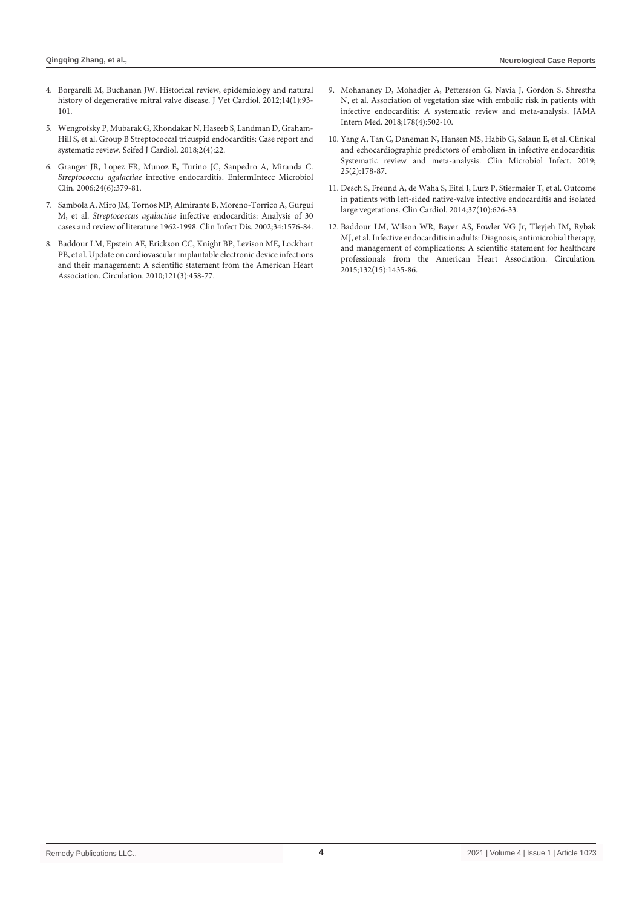4. Borgarelli M, Buchanan JW. Historical review, epidemiology and natural history of degenerative mitral valve disease. J Vet Cardiol. 2012;14(1):93-101.

5. Wengrofsky P, Mubarak G, Khondakar N, Haseeb S, Landman D, Graham-Hill S, et al. Group B Streptococcal tricuspid endocarditis: Case report and systematic review. Scifed J Cardiol. 2018;2(4):22.

6. Granger JR, Lopez FR, Munoz E, Turino JC, Sanpedro A, Miranda C. *Streptococcus agalactiae* infective endocarditis. EnfermInfecc Microbiol Clin. 2006;24(6):379-81.

7. Sambola A, Miro JM, Tornos MP, Almirante B, Moreno-Torrico A, Gurgui M, et al. *Streptococcus agalactiae* infective endocarditis: Analysis of 30 cases and review of literature 1962-1998. Clin Infect Dis. 2002;34:1576-84.

8. Baddour LM, Epstein AE, Erickson CC, Knight BP, Levison ME, Lockhart PB, et al. Update on cardiovascular implantable electronic device infections and their management: A scientific statement from the American Heart Association. Circulation. 2010;121(3):458-77.

9. Mohananey D, Mohadjer A, Pettersson G, Navia J, Gordon S, Shrestha N, et al. Association of vegetation size with embolic risk in patients with infective endocarditis: A systematic review and meta-analysis. JAMA Intern Med. 2018;178(4):502-10.

10. Yang A, Tan C, Daneman N, Hansen MS, Habib G, Salaun E, et al. Clinical and echocardiographic predictors of embolism in infective endocarditis: Systematic review and meta-analysis. Clin Microbiol Infect. 2019; 25(2):178-87.

11. Desch S, Freund A, de Waha S, Eitel I, Lurz P, Stiermaier T, et al. Outcome in patients with left-sided native-valve infective endocarditis and isolated large vegetations. Clin Cardiol. 2014;37(10):626-33.

12. Baddour LM, Wilson WR, Bayer AS, Fowler VG Jr, Tleyjeh IM, Rybak MJ, et al. Infective endocarditis in adults: Diagnosis, antimicrobial therapy, and management of complications: A scientific statement for healthcare professionals from the American Heart Association. Circulation. 2015;132(15):1435-86.